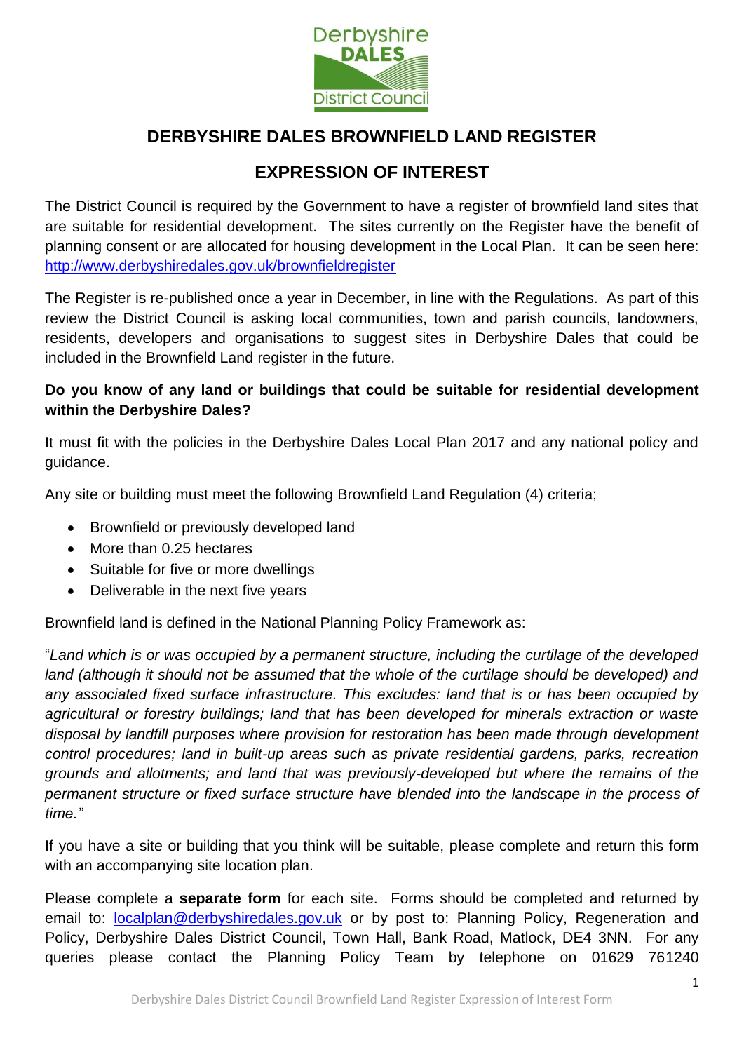# DERBYSHIRE DALES BROWNFIELD LAND REGISTER

## EXPRESSION OF INTEREST

The District Council is required by the Government to have a register of brownfield land sites that are suitable for residential development. The sites currently on the Register have the benefit of planning consent or are allocated for housing development in the Local Plan. It can be seen here: [http://www.derbyshiredales.gov.uk/brownfieldregister](http://www.derbyshiredales.gov.uk/brownfieldregister)

The Register is re-published once a year in December, in line with the Regulations. As part of this review the District Council is asking local communities, town and parish councils, landowners, residents, developers and organisations to suggest sites in Derbyshire Dales that could be included in the Brownfield Land register in the future.

**Do you know of any land or buildings that could be suitable for residential development within the Derbyshire Dales?**

It must fit with the policies in the Derbyshire Dales Local Plan 2017 and any national policy and guidance.

Any site or building must meet the following Brownfield Land Regulation (4) criteria;

- Brownfield or previously developed land
- More than 0.25 hectares
- Suitable for five or more dwellings
- Deliverable in the next five years

Brownfield land is defined in the National Planning Policy Framework as:

"*Land which is or was occupied by a permanent structure, including the curtilage of the developed land (although it should not be assumed that the whole of the curtilage should be developed) and any associated fixed surface infrastructure. This excludes: land that is or has been occupied by agricultural or forestry buildings; land that has been developed for minerals extraction or waste disposal by landfill purposes where provision for restoration has been made through development control procedures; land in built-up areas such as private residential gardens, parks, recreation grounds and allotments; and land that was previously-developed but where the remains of the permanent structure or fixed surface structure have blended into the landscape in the process of time."*

If you have a site or building that you think will be suitable, please complete and return this form with an accompanying site location plan.

Please complete a **separate form** for each site. Forms should be completed and returned by email to: [localplan@derbyshiredales.gov.uk](mailto:localplan@derbyshiredales.gov.uk) or by post to: Planning Policy, Regeneration and Policy, Derbyshire Dales District Council, Town Hall, Bank Road, Matlock, DE4 3NN. For any queries please contact the Planning Policy Team by telephone on 01629 761240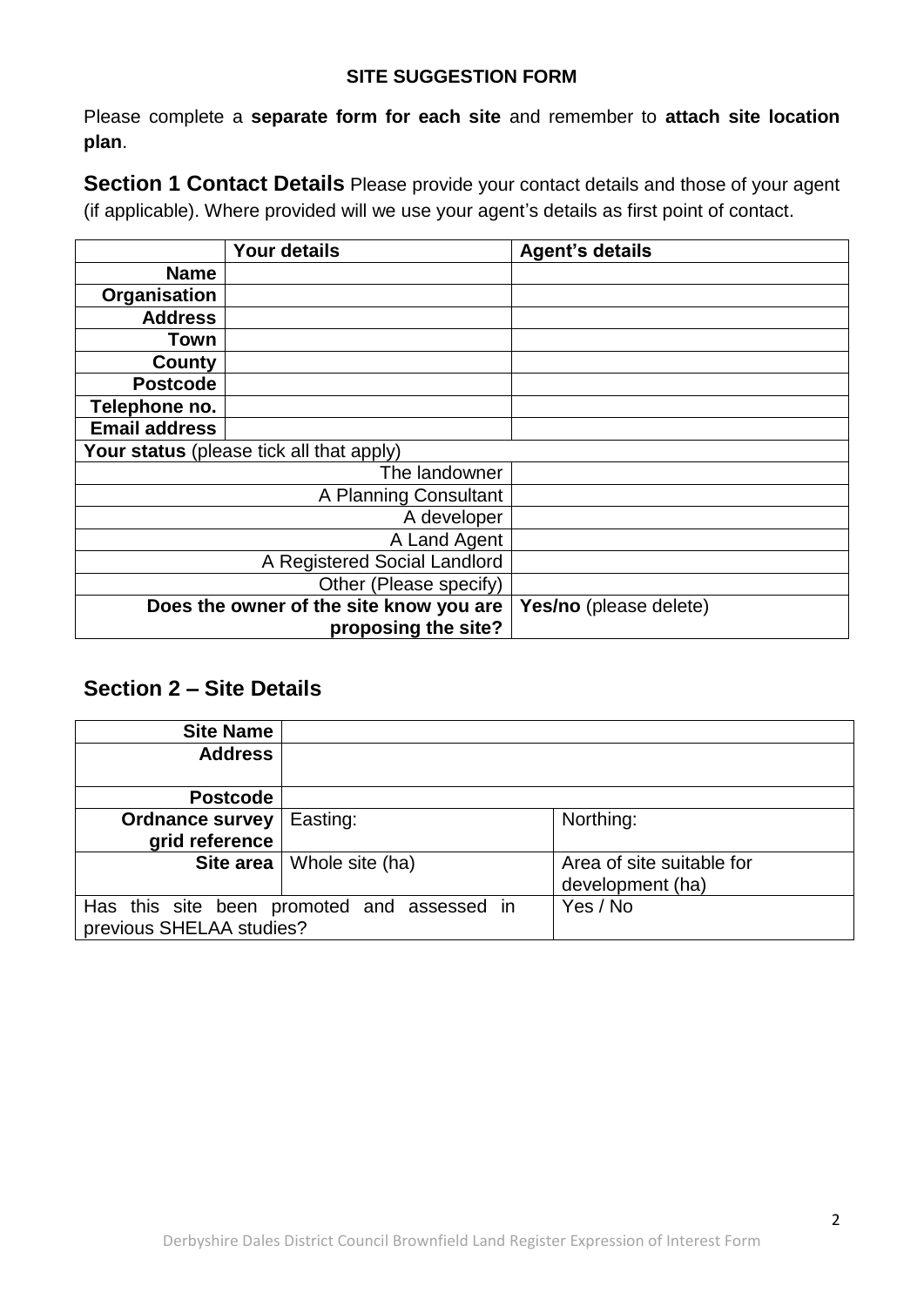**SITE SUGGESTION FORM**

Please complete a **separate form for each site** and remember to **attach site location plan**.

**Section 1 Contact Details** Please provide your contact details and those of your agent (if applicable). Where provided will we use your agent's details as first point of contact.

| | **Your details** | **Agent's details** |
|---|---|---|
| **Name** | | |
| **Organisation** | | |
| **Address** | | |
| **Town** | | |
| **County** | | |
| **Postcode** | | |
| **Telephone no.** | | |
| **Email address** | | |
| **Your status** (please tick all that apply) | | |
| The landowner | | |
| A Planning Consultant | | |
| A developer | | |
| A Land Agent | | |
| A Registered Social Landlord | | |
| Other (Please specify) | | |
| **Does the owner of the site know you are proposing the site?** | | **Yes/no** (please delete) |

## Section 2 – Site Details

| **Site Name** | | |
|---|---|---|
| **Address** | | |
| **Postcode** | | |
| **Ordnance survey grid reference** | Easting: | Northing: |
| **Site area** | Whole site (ha) | Area of site suitable for development (ha) |
| Has this site been promoted and assessed in previous SHELAA studies? | | Yes / No |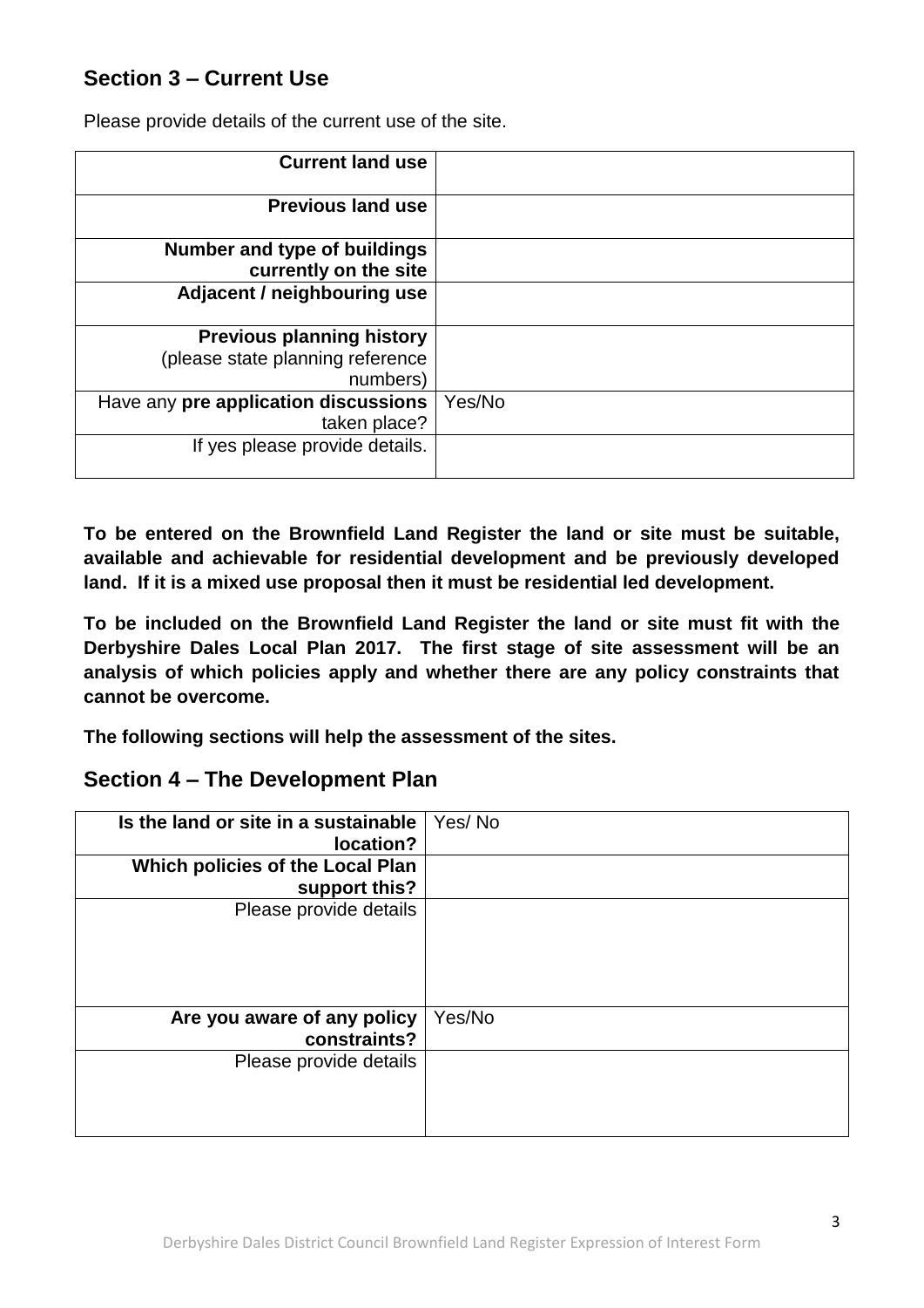## Section 3 – Current Use

Please provide details of the current use of the site.

| | |
|---|---|
| **Current land use** | |
| **Previous land use** | |
| **Number and type of buildings currently on the site** | |
| **Adjacent / neighbouring use** | |
| **Previous planning history** (please state planning reference numbers) | |
| Have any **pre application discussions** taken place? | Yes/No |
| If yes please provide details. | |

**To be entered on the Brownfield Land Register the land or site must be suitable, available and achievable for residential development and be previously developed land. If it is a mixed use proposal then it must be residential led development.**

**To be included on the Brownfield Land Register the land or site must fit with the Derbyshire Dales Local Plan 2017. The first stage of site assessment will be an analysis of which policies apply and whether there are any policy constraints that cannot be overcome.**

**The following sections will help the assessment of the sites.**

## Section 4 – The Development Plan

| | |
|---|---|
| **Is the land or site in a sustainable location?** | Yes/ No |
| **Which policies of the Local Plan support this?** | |
| Please provide details | |
| **Are you aware of any policy constraints?** | Yes/No |
| Please provide details | |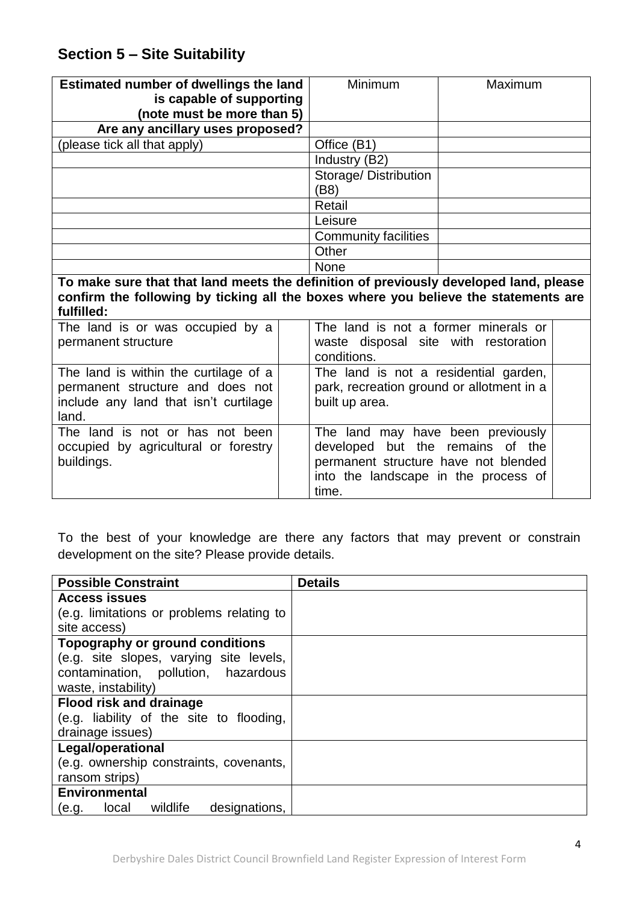## Section 5 – Site Suitability

| **Estimated number of dwellings the land is capable of supporting (note must be more than 5)** | Minimum | Maximum |
|---|---|---|
| **Are any ancillary uses proposed?** | | |
| (please tick all that apply) | Office (B1) | |
| | Industry (B2) | |
| | Storage/ Distribution (B8) | |
| | Retail | |
| | Leisure | |
| | Community facilities | |
| | Other | |
| | None | |

**To make sure that that land meets the definition of previously developed land, please confirm the following by ticking all the boxes where you believe the statements are fulfilled:**

| | | | |
|---|---|---|---|
| The land is or was occupied by a permanent structure | | The land is not a former minerals or waste disposal site with restoration conditions. | |
| The land is within the curtilage of a permanent structure and does not include any land that isn't curtilage land. | | The land is not a residential garden, park, recreation ground or allotment in a built up area. | |
| The land is not or has not been occupied by agricultural or forestry buildings. | | The land may have been previously developed but the remains of the permanent structure have not blended into the landscape in the process of time. | |

To the best of your knowledge are there any factors that may prevent or constrain development on the site? Please provide details.

| **Possible Constraint** | **Details** |
|---|---|
| **Access issues** (e.g. limitations or problems relating to site access) | |
| **Topography or ground conditions** (e.g. site slopes, varying site levels, contamination, pollution, hazardous waste, instability) | |
| **Flood risk and drainage** (e.g. liability of the site to flooding, drainage issues) | |
| **Legal/operational** (e.g. ownership constraints, covenants, ransom strips) | |
| **Environmental** (e.g. local wildlife designations, | |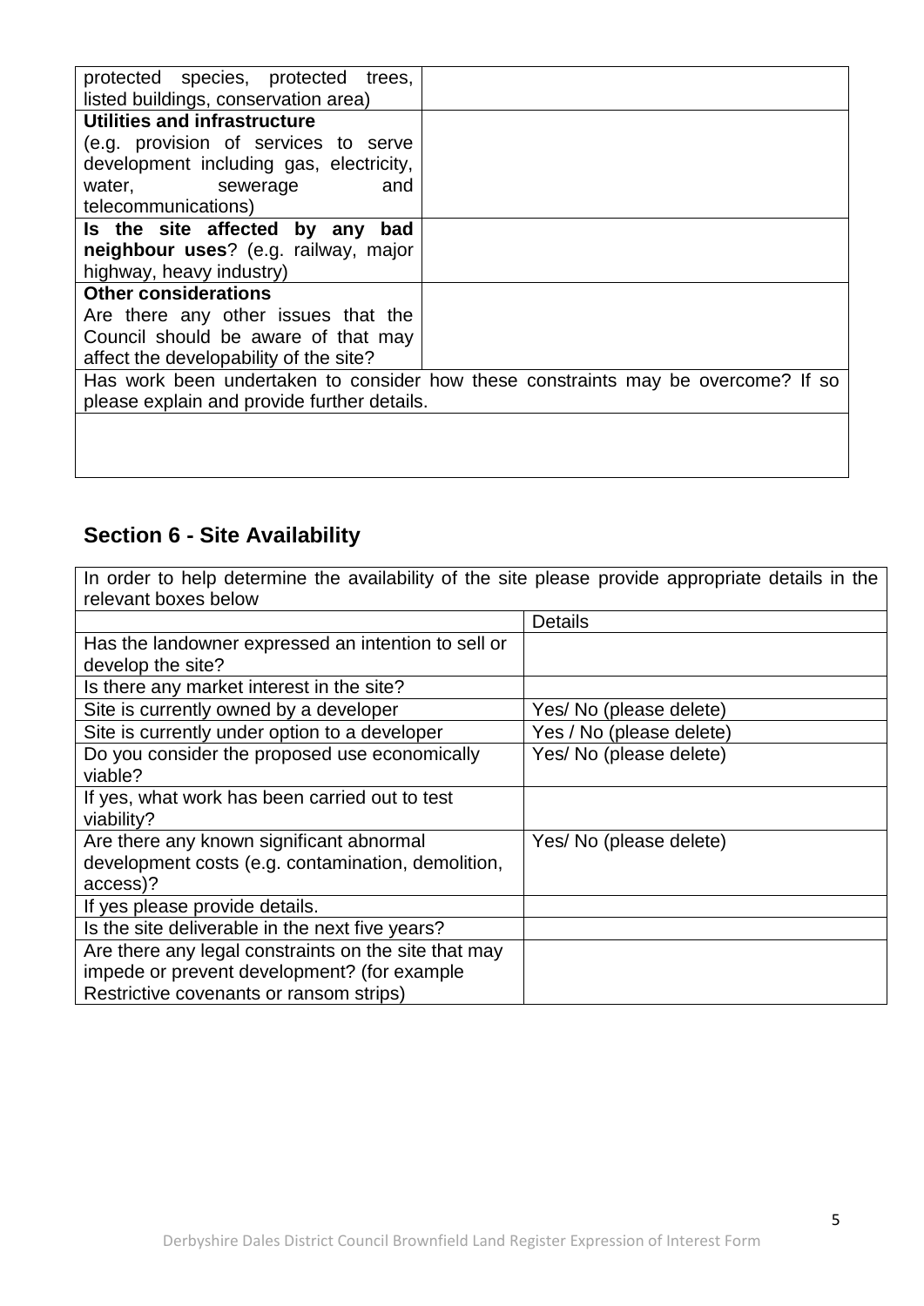| protected species, protected trees, listed buildings, conservation area) | |
|---|---|
| **Utilities and infrastructure** (e.g. provision of services to serve development including gas, electricity, water, sewerage and telecommunications) | |
| **Is the site affected by any bad neighbour uses**? (e.g. railway, major highway, heavy industry) | |
| **Other considerations** Are there any other issues that the Council should be aware of that may affect the developability of the site? | |
| Has work been undertaken to consider how these constraints may be overcome? If so please explain and provide further details. | |
| | |

## Section 6 - Site Availability

| In order to help determine the availability of the site please provide appropriate details in the relevant boxes below | |
|---|---|
| | Details |
| Has the landowner expressed an intention to sell or develop the site? | |
| Is there any market interest in the site? | |
| Site is currently owned by a developer | Yes/ No (please delete) |
| Site is currently under option to a developer | Yes / No (please delete) |
| Do you consider the proposed use economically viable? | Yes/ No (please delete) |
| If yes, what work has been carried out to test viability? | |
| Are there any known significant abnormal development costs (e.g. contamination, demolition, access)? | Yes/ No (please delete) |
| If yes please provide details. | |
| Is the site deliverable in the next five years? | |
| Are there any legal constraints on the site that may impede or prevent development? (for example Restrictive covenants or ransom strips) | |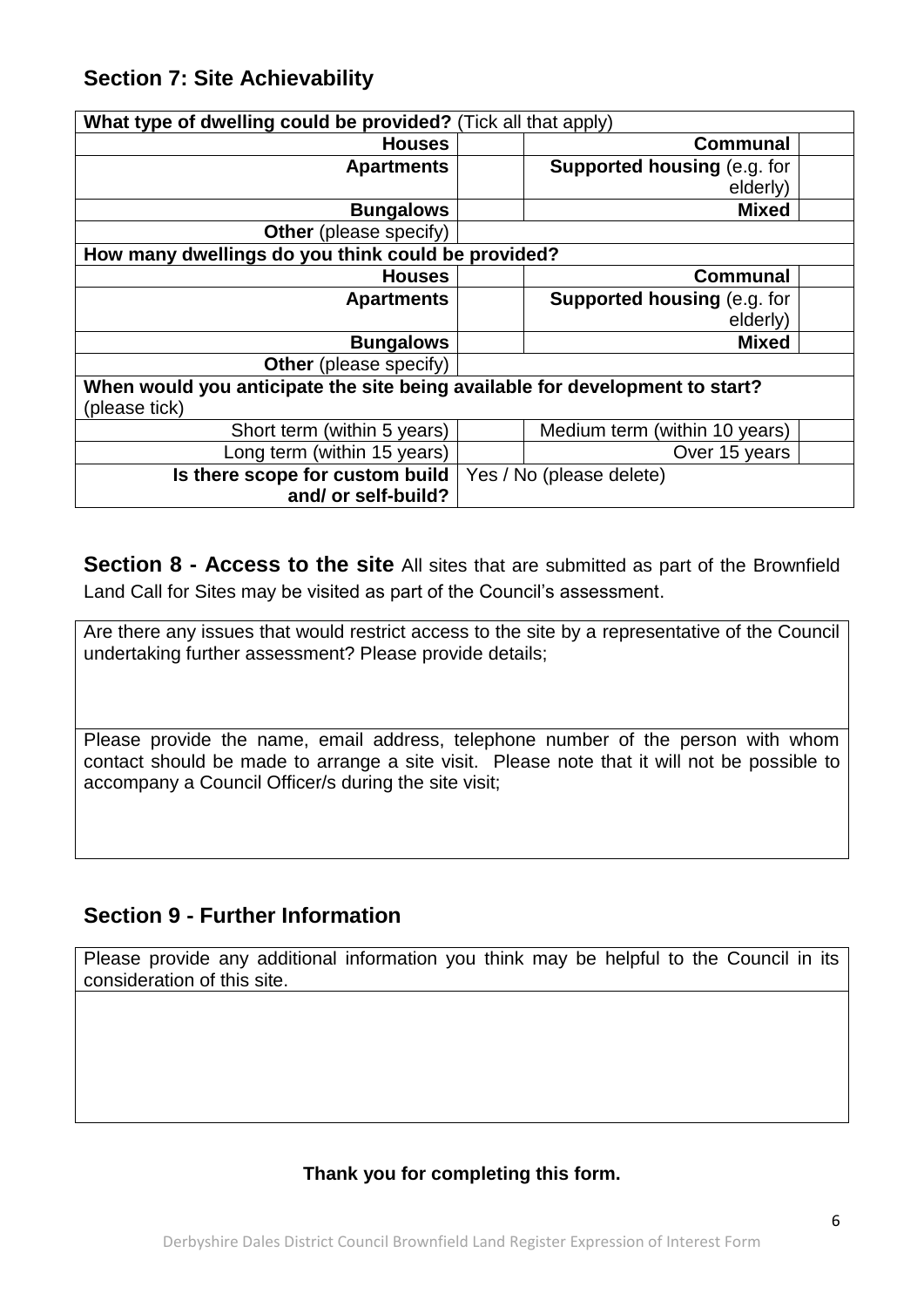## Section 7: Site Achievability

| **What type of dwelling could be provided?** (Tick all that apply) | | | |
|---|---|---|---|
| **Houses** | | **Communal** | |
| **Apartments** | | **Supported housing** (e.g. for elderly) | |
| **Bungalows** | | **Mixed** | |
| **Other** (please specify) | | | |
| **How many dwellings do you think could be provided?** | | | |
| **Houses** | | **Communal** | |
| **Apartments** | | **Supported housing** (e.g. for elderly) | |
| **Bungalows** | | **Mixed** | |
| **Other** (please specify) | | | |
| **When would you anticipate the site being available for development to start?** (please tick) | | | |
| Short term (within 5 years) | | Medium term (within 10 years) | |
| Long term (within 15 years) | | Over 15 years | |
| **Is there scope for custom build and/ or self-build?** | Yes / No (please delete) | | |

**Section 8 - Access to the site** All sites that are submitted as part of the Brownfield Land Call for Sites may be visited as part of the Council's assessment.

| Are there any issues that would restrict access to the site by a representative of the Council undertaking further assessment? Please provide details; |
|---|
| Please provide the name, email address, telephone number of the person with whom contact should be made to arrange a site visit. Please note that it will not be possible to accompany a Council Officer/s during the site visit; |

## Section 9 - Further Information

| Please provide any additional information you think may be helpful to the Council in its consideration of this site. |
|---|
| |

**Thank you for completing this form.**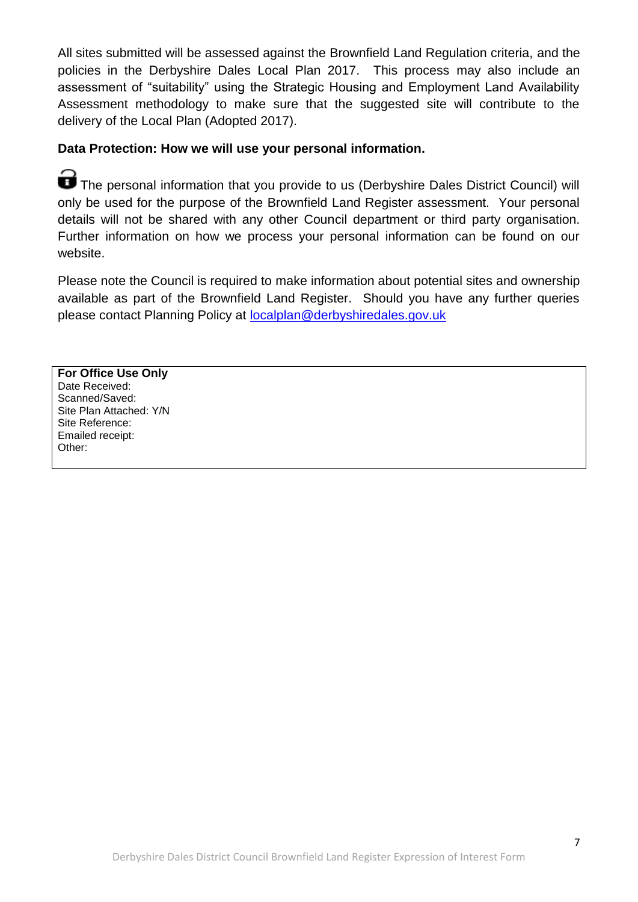All sites submitted will be assessed against the Brownfield Land Regulation criteria, and the policies in the Derbyshire Dales Local Plan 2017. This process may also include an assessment of "suitability" using the Strategic Housing and Employment Land Availability Assessment methodology to make sure that the suggested site will contribute to the delivery of the Local Plan (Adopted 2017).

**Data Protection: How we will use your personal information.**

The personal information that you provide to us (Derbyshire Dales District Council) will only be used for the purpose of the Brownfield Land Register assessment. Your personal details will not be shared with any other Council department or third party organisation. Further information on how we process your personal information can be found on our website.

Please note the Council is required to make information about potential sites and ownership available as part of the Brownfield Land Register. Should you have any further queries please contact Planning Policy at localplan@derbyshiredales.gov.uk

| **For Office Use Only**<br>Date Received:<br>Scanned/Saved:<br>Site Plan Attached: Y/N<br>Site Reference:<br>Emailed receipt:<br>Other: |
|---|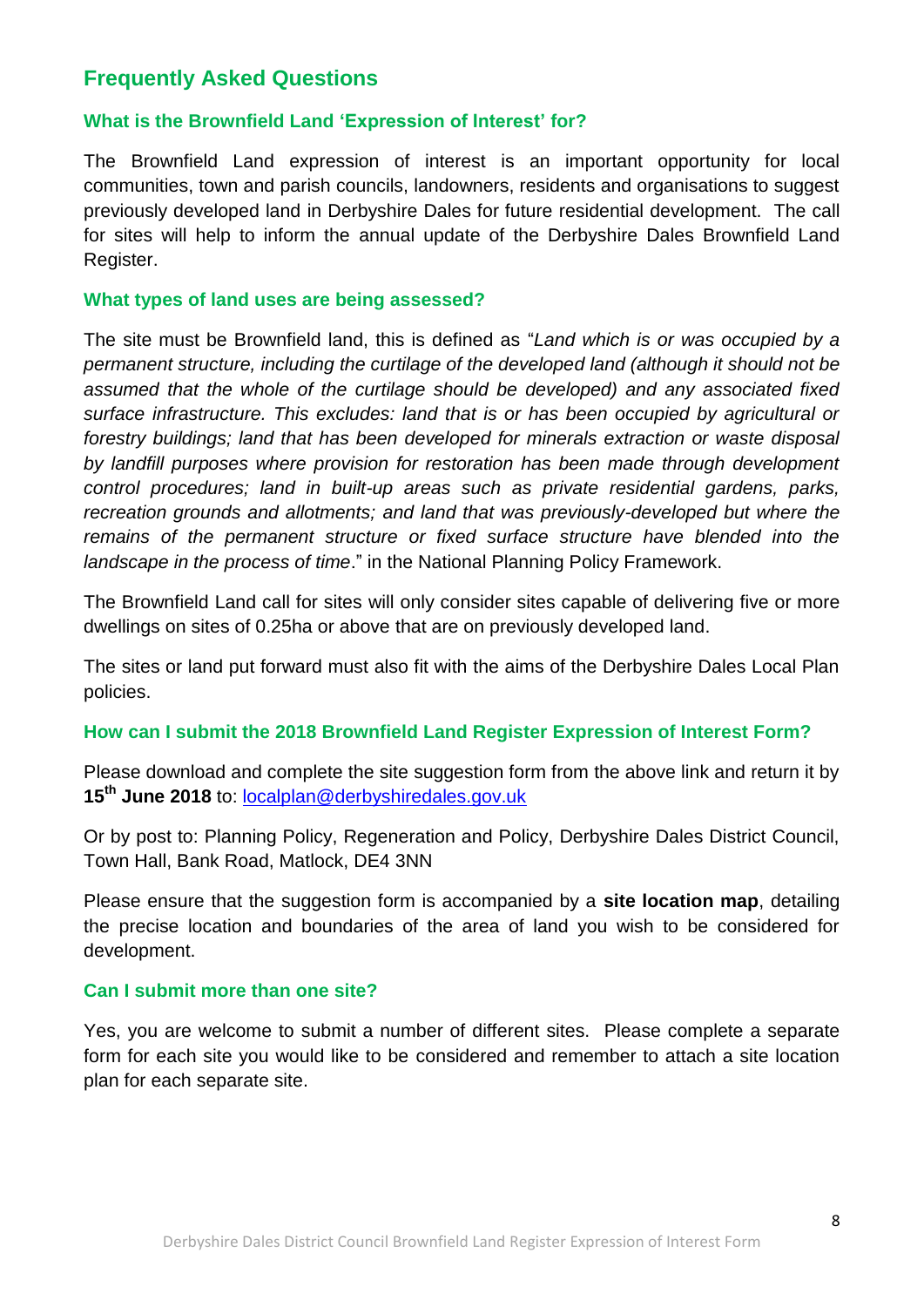## Frequently Asked Questions

### What is the Brownfield Land 'Expression of Interest' for?

The Brownfield Land expression of interest is an important opportunity for local communities, town and parish councils, landowners, residents and organisations to suggest previously developed land in Derbyshire Dales for future residential development. The call for sites will help to inform the annual update of the Derbyshire Dales Brownfield Land Register.

### What types of land uses are being assessed?

The site must be Brownfield land, this is defined as "*Land which is or was occupied by a permanent structure, including the curtilage of the developed land (although it should not be assumed that the whole of the curtilage should be developed) and any associated fixed surface infrastructure. This excludes: land that is or has been occupied by agricultural or forestry buildings; land that has been developed for minerals extraction or waste disposal by landfill purposes where provision for restoration has been made through development control procedures; land in built-up areas such as private residential gardens, parks, recreation grounds and allotments; and land that was previously-developed but where the remains of the permanent structure or fixed surface structure have blended into the landscape in the process of time*." in the National Planning Policy Framework.

The Brownfield Land call for sites will only consider sites capable of delivering five or more dwellings on sites of 0.25ha or above that are on previously developed land.

The sites or land put forward must also fit with the aims of the Derbyshire Dales Local Plan policies.

### How can I submit the 2018 Brownfield Land Register Expression of Interest Form?

Please download and complete the site suggestion form from the above link and return it by **15th June 2018** to: localplan@derbyshiredales.gov.uk

Or by post to: Planning Policy, Regeneration and Policy, Derbyshire Dales District Council, Town Hall, Bank Road, Matlock, DE4 3NN

Please ensure that the suggestion form is accompanied by a **site location map**, detailing the precise location and boundaries of the area of land you wish to be considered for development.

### Can I submit more than one site?

Yes, you are welcome to submit a number of different sites. Please complete a separate form for each site you would like to be considered and remember to attach a site location plan for each separate site.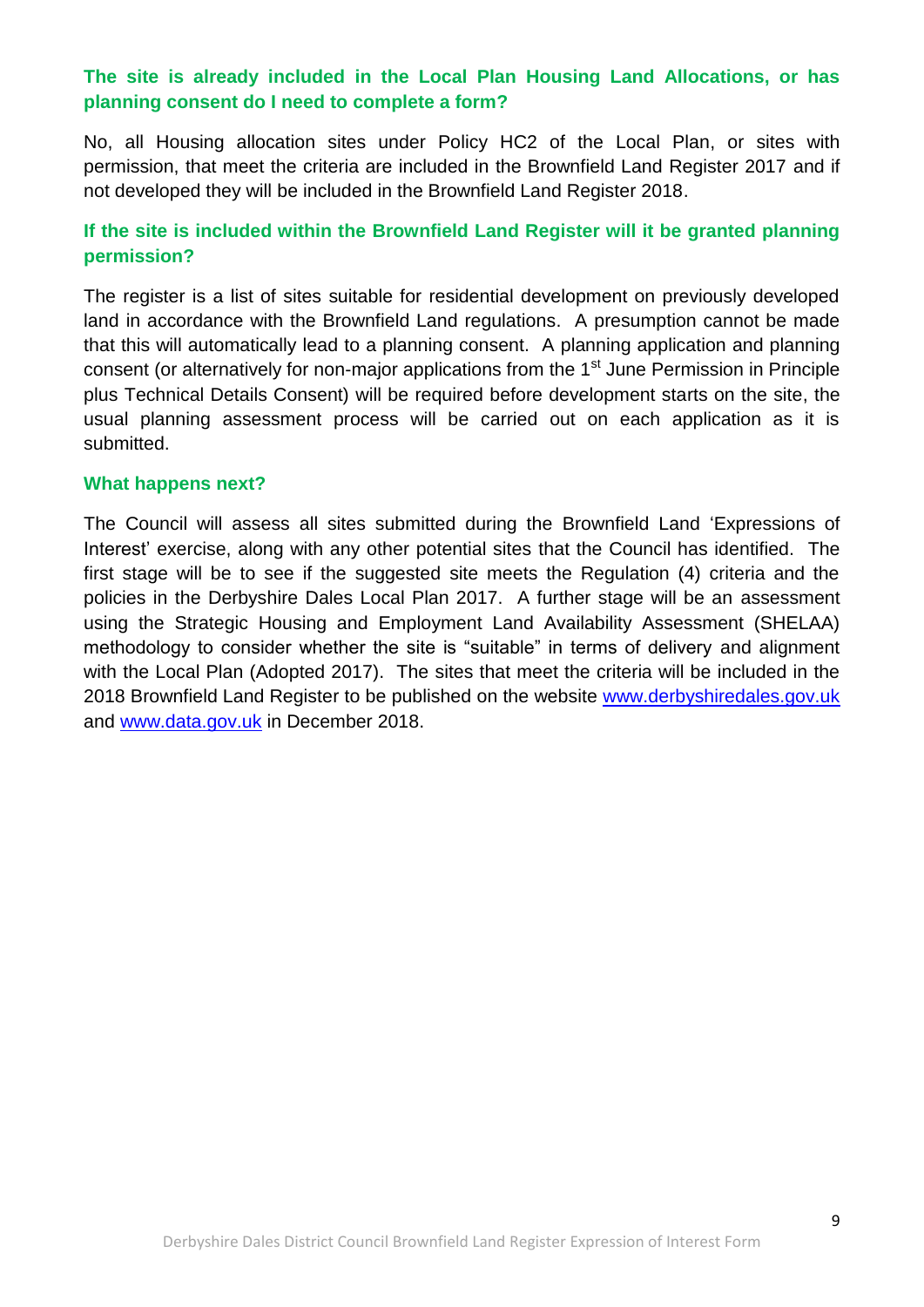### The site is already included in the Local Plan Housing Land Allocations, or has planning consent do I need to complete a form?

No, all Housing allocation sites under Policy HC2 of the Local Plan, or sites with permission, that meet the criteria are included in the Brownfield Land Register 2017 and if not developed they will be included in the Brownfield Land Register 2018.

### If the site is included within the Brownfield Land Register will it be granted planning permission?

The register is a list of sites suitable for residential development on previously developed land in accordance with the Brownfield Land regulations. A presumption cannot be made that this will automatically lead to a planning consent. A planning application and planning consent (or alternatively for non-major applications from the 1st June Permission in Principle plus Technical Details Consent) will be required before development starts on the site, the usual planning assessment process will be carried out on each application as it is submitted.

### What happens next?

The Council will assess all sites submitted during the Brownfield Land 'Expressions of Interest' exercise, along with any other potential sites that the Council has identified. The first stage will be to see if the suggested site meets the Regulation (4) criteria and the policies in the Derbyshire Dales Local Plan 2017. A further stage will be an assessment using the Strategic Housing and Employment Land Availability Assessment (SHELAA) methodology to consider whether the site is "suitable" in terms of delivery and alignment with the Local Plan (Adopted 2017). The sites that meet the criteria will be included in the 2018 Brownfield Land Register to be published on the website www.derbyshiredales.gov.uk and www.data.gov.uk in December 2018.